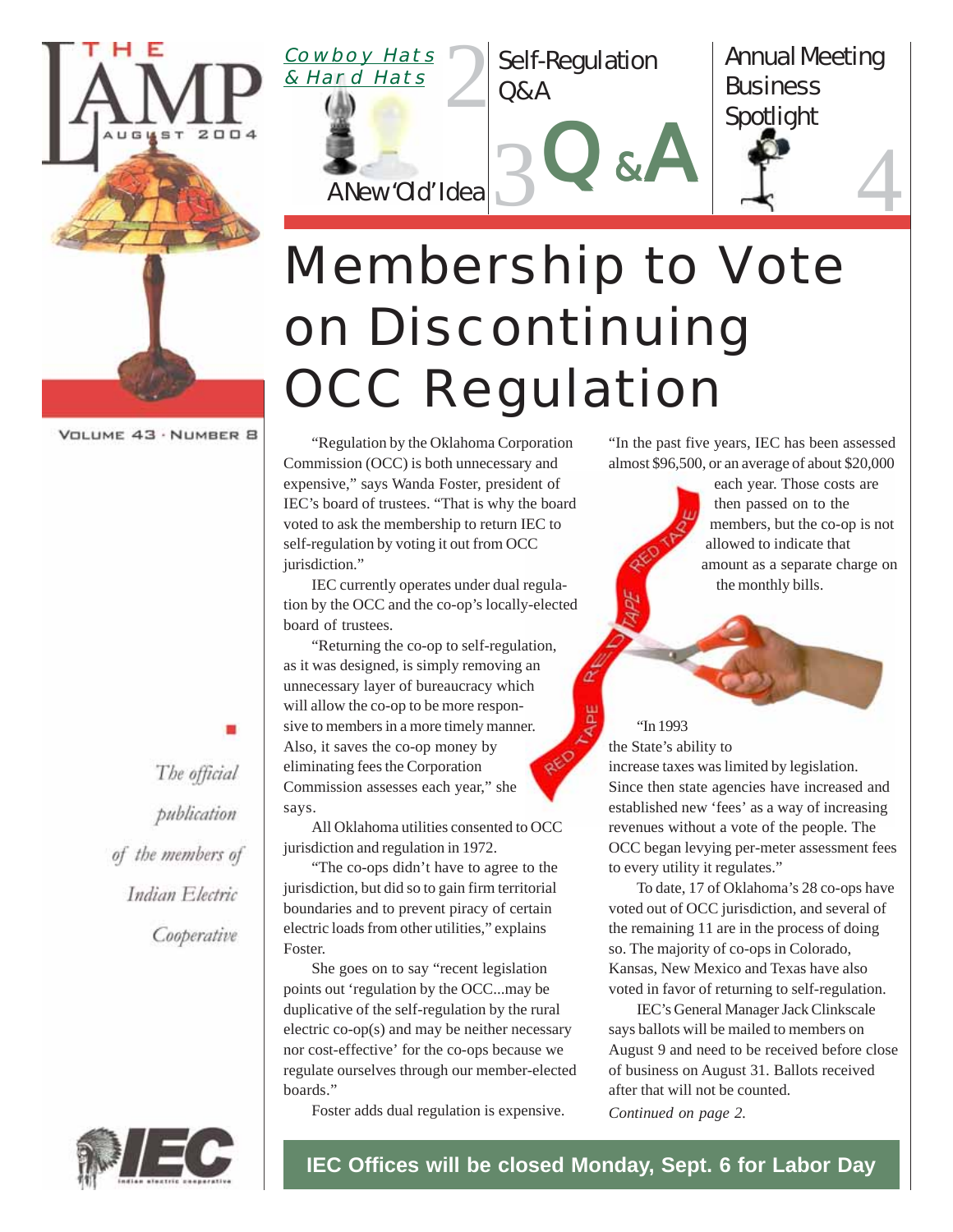# THE LAMP

AUGUST 2004

VOLUME 43 · NUMBER 8

Cowboy Hats & Hard Hats

A New 'Old' Idea

2 Self-Regulation Q&A

3 Q&A

Annual Meeting Business Spotlight 4

# Membership to Vote on Discontinuing OCC Regulation

"Regulation by the Oklahoma Corporation Commission (OCC) is both unnecessary and expensive," says Wanda Foster, president of IEC's board of trustees. "That is why the board voted to ask the membership to return IEC to self-regulation by voting it out from OCC jurisdiction."

IEC currently operates under dual regulation by the OCC and the co-op's locally-elected board of trustees.

"Returning the co-op to self-regulation, as it was designed, is simply removing an unnecessary layer of bureaucracy which will allow the co-op to be more responsive to members in a more timely manner. Also, it saves the co-op money by eliminating fees the Corporation Commission assesses each year," she says.

All Oklahoma utilities consented to OCC jurisdiction and regulation in 1972.

"The co-ops didn't have to agree to the jurisdiction, but did so to gain firm territorial boundaries and to prevent piracy of certain electric loads from other utilities," explains Foster.

She goes on to say "recent legislation points out 'regulation by the OCC...may be duplicative of the self-regulation by the rural electric co-op(s) and may be neither necessary nor cost-effective' for the co-ops because we regulate ourselves through our member-elected boards."

Foster adds dual regulation is expensive.

"In the past five years, IEC has been assessed almost $96,500, or an average of about $20,000 each year. Those costs are then passed on to the members, but the co-op is not allowed to indicate that amount as a separate charge on the monthly bills.

"In 1993 the State's ability to increase taxes was limited by legislation. Since then state agencies have increased and established new 'fees' as a way of increasing revenues without a vote of the people. The OCC began levying per-meter assessment fees to every utility it regulates."

To date, 17 of Oklahoma's 28 co-ops have voted out of OCC jurisdiction, and several of the remaining 11 are in the process of doing so. The majority of co-ops in Colorado, Kansas, New Mexico and Texas have also voted in favor of returning to self-regulation.

IEC's General Manager Jack Clinkscale says ballots will be mailed to members on August 9 and need to be received before close of business on August 31. Ballots received after that will not be counted.

*Continued on page 2.*

*The official publication of the members of Indian Electric Cooperative*

**IEC Offices will be closed Monday, Sept. 6 for Labor Day**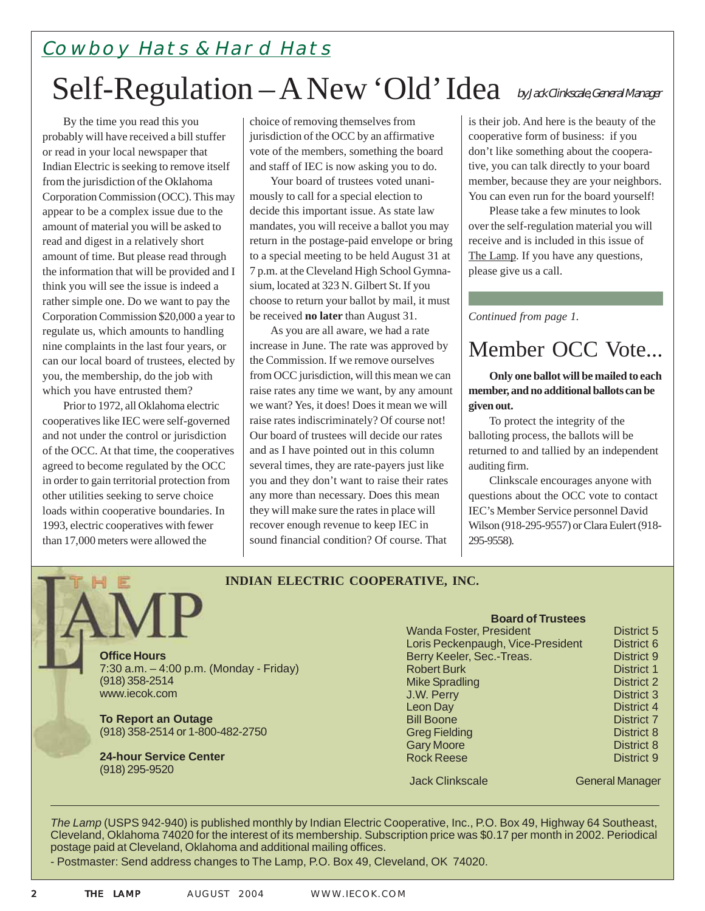## Cowboy Hats & Hard Hats

# Self-Regulation – A New 'Old' Idea

*by Jack Clinkscale, General Manager*

By the time you read this you probably will have received a bill stuffer or read in your local newspaper that Indian Electric is seeking to remove itself from the jurisdiction of the Oklahoma Corporation Commission (OCC). This may appear to be a complex issue due to the amount of material you will be asked to read and digest in a relatively short amount of time. But please read through the information that will be provided and I think you will see the issue is indeed a rather simple one. Do we want to pay the Corporation Commission $20,000 a year to regulate us, which amounts to handling nine complaints in the last four years, or can our local board of trustees, elected by you, the membership, do the job with which you have entrusted them?

Prior to 1972, all Oklahoma electric cooperatives like IEC were self-governed and not under the control or jurisdiction of the OCC. At that time, the cooperatives agreed to become regulated by the OCC in order to gain territorial protection from other utilities seeking to serve choice loads within cooperative boundaries. In 1993, electric cooperatives with fewer than 17,000 meters were allowed the choice of removing themselves from jurisdiction of the OCC by an affirmative vote of the members, something the board and staff of IEC is now asking you to do.

Your board of trustees voted unanimously to call for a special election to decide this important issue. As state law mandates, you will receive a ballot you may return in the postage-paid envelope or bring to a special meeting to be held August 31 at 7 p.m. at the Cleveland High School Gymnasium, located at 323 N. Gilbert St. If you choose to return your ballot by mail, it must be received **no later** than August 31.

As you are all aware, we had a rate increase in June. The rate was approved by the Commission. If we remove ourselves from OCC jurisdiction, will this mean we can raise rates any time we want, by any amount we want? Yes, it does! Does it mean we will raise rates indiscriminately? Of course not! Our board of trustees will decide our rates and as I have pointed out in this column several times, they are rate-payers just like you and they don't want to raise their rates any more than necessary. Does this mean they will make sure the rates in place will recover enough revenue to keep IEC in sound financial condition? Of course. That is their job. And here is the beauty of the cooperative form of business: if you don't like something about the cooperative, you can talk directly to your board member, because they are your neighbors. You can even run for the board yourself!

Please take a few minutes to look over the self-regulation material you will receive and is included in this issue of The Lamp. If you have any questions, please give us a call.

*Continued from page 1.*

## Member OCC Vote...

**Only one ballot will be mailed to each member, and no additional ballots can be given out.**

To protect the integrity of the balloting process, the ballots will be returned to and tallied by an independent auditing firm.

Clinkscale encourages anyone with questions about the OCC vote to contact IEC's Member Service personnel David Wilson (918-295-9557) or Clara Eulert (918-295-9558).

---

**THE LAMP**

**INDIAN ELECTRIC COOPERATIVE, INC.**

**Office Hours**
7:30 a.m. – 4:00 p.m. (Monday - Friday)
(918) 358-2514
www.iecok.com

**To Report an Outage**
(918) 358-2514 or 1-800-482-2750

**24-hour Service Center**
(918) 295-9520

**Board of Trustees**

| Name | District |
|---|---|
| Wanda Foster, President | District 5 |
| Loris Peckenpaugh, Vice-President | District 6 |
| Berry Keeler, Sec.-Treas. | District 9 |
| Robert Burk | District 1 |
| Mike Spradling | District 2 |
| J.W. Perry | District 3 |
| Leon Day | District 4 |
| Bill Boone | District 7 |
| Greg Fielding | District 8 |
| Gary Moore | District 8 |
| Rock Reese | District 9 |

Jack Clinkscale — General Manager

*The Lamp* (USPS 942-940) is published monthly by Indian Electric Cooperative, Inc., P.O. Box 49, Highway 64 Southeast, Cleveland, Oklahoma 74020 for the interest of its membership. Subscription price was $0.17 per month in 2002. Periodical postage paid at Cleveland, Oklahoma and additional mailing offices.

- Postmaster: Send address changes to The Lamp, P.O. Box 49, Cleveland, OK 74020.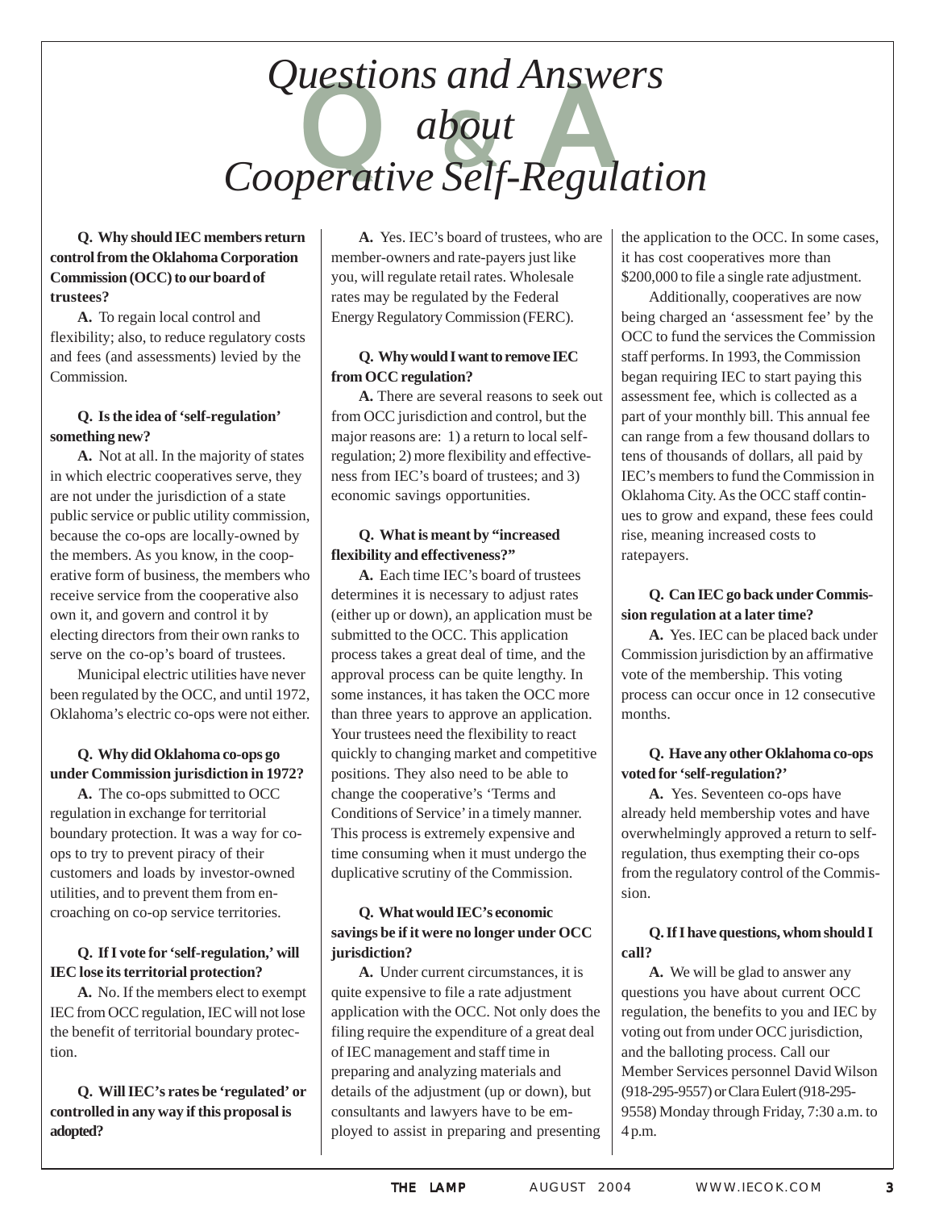# *Questions and Answers about Cooperative Self-Regulation*

**Q. Why should IEC members return control from the Oklahoma Corporation Commission (OCC) to our board of trustees?**

**A.** To regain local control and flexibility; also, to reduce regulatory costs and fees (and assessments) levied by the Commission.

**Q. Is the idea of 'self-regulation' something new?**

**A.** Not at all. In the majority of states in which electric cooperatives serve, they are not under the jurisdiction of a state public service or public utility commission, because the co-ops are locally-owned by the members. As you know, in the cooperative form of business, the members who receive service from the cooperative also own it, and govern and control it by electing directors from their own ranks to serve on the co-op's board of trustees.

Municipal electric utilities have never been regulated by the OCC, and until 1972, Oklahoma's electric co-ops were not either.

**Q. Why did Oklahoma co-ops go under Commission jurisdiction in 1972?**

**A.** The co-ops submitted to OCC regulation in exchange for territorial boundary protection. It was a way for co-ops to try to prevent piracy of their customers and loads by investor-owned utilities, and to prevent them from encroaching on co-op service territories.

**Q. If I vote for 'self-regulation,' will IEC lose its territorial protection?**

**A.** No. If the members elect to exempt IEC from OCC regulation, IEC will not lose the benefit of territorial boundary protection.

**Q. Will IEC's rates be 'regulated' or controlled in any way if this proposal is adopted?**

**A.** Yes. IEC's board of trustees, who are member-owners and rate-payers just like you, will regulate retail rates. Wholesale rates may be regulated by the Federal Energy Regulatory Commission (FERC).

**Q. Why would I want to remove IEC from OCC regulation?**

**A.** There are several reasons to seek out from OCC jurisdiction and control, but the major reasons are: 1) a return to local self-regulation; 2) more flexibility and effectiveness from IEC's board of trustees; and 3) economic savings opportunities.

**Q. What is meant by "increased flexibility and effectiveness?"**

**A.** Each time IEC's board of trustees determines it is necessary to adjust rates (either up or down), an application must be submitted to the OCC. This application process takes a great deal of time, and the approval process can be quite lengthy. In some instances, it has taken the OCC more than three years to approve an application. Your trustees need the flexibility to react quickly to changing market and competitive positions. They also need to be able to change the cooperative's 'Terms and Conditions of Service' in a timely manner. This process is extremely expensive and time consuming when it must undergo the duplicative scrutiny of the Commission.

**Q. What would IEC's economic savings be if it were no longer under OCC jurisdiction?**

**A.** Under current circumstances, it is quite expensive to file a rate adjustment application with the OCC. Not only does the filing require the expenditure of a great deal of IEC management and staff time in preparing and analyzing materials and details of the adjustment (up or down), but consultants and lawyers have to be employed to assist in preparing and presenting the application to the OCC. In some cases, it has cost cooperatives more than $200,000 to file a single rate adjustment.

Additionally, cooperatives are now being charged an 'assessment fee' by the OCC to fund the services the Commission staff performs. In 1993, the Commission began requiring IEC to start paying this assessment fee, which is collected as a part of your monthly bill. This annual fee can range from a few thousand dollars to tens of thousands of dollars, all paid by IEC's members to fund the Commission in Oklahoma City. As the OCC staff continues to grow and expand, these fees could rise, meaning increased costs to ratepayers.

**Q. Can IEC go back under Commission regulation at a later time?**

**A.** Yes. IEC can be placed back under Commission jurisdiction by an affirmative vote of the membership. This voting process can occur once in 12 consecutive months.

**Q. Have any other Oklahoma co-ops voted for 'self-regulation?'**

**A.** Yes. Seventeen co-ops have already held membership votes and have overwhelmingly approved a return to self-regulation, thus exempting their co-ops from the regulatory control of the Commission.

**Q. If I have questions, whom should I call?**

**A.** We will be glad to answer any questions you have about current OCC regulation, the benefits to you and IEC by voting out from under OCC jurisdiction, and the balloting process. Call our Member Services personnel David Wilson (918-295-9557) or Clara Eulert (918-295-9558) Monday through Friday, 7:30 a.m. to 4 p.m.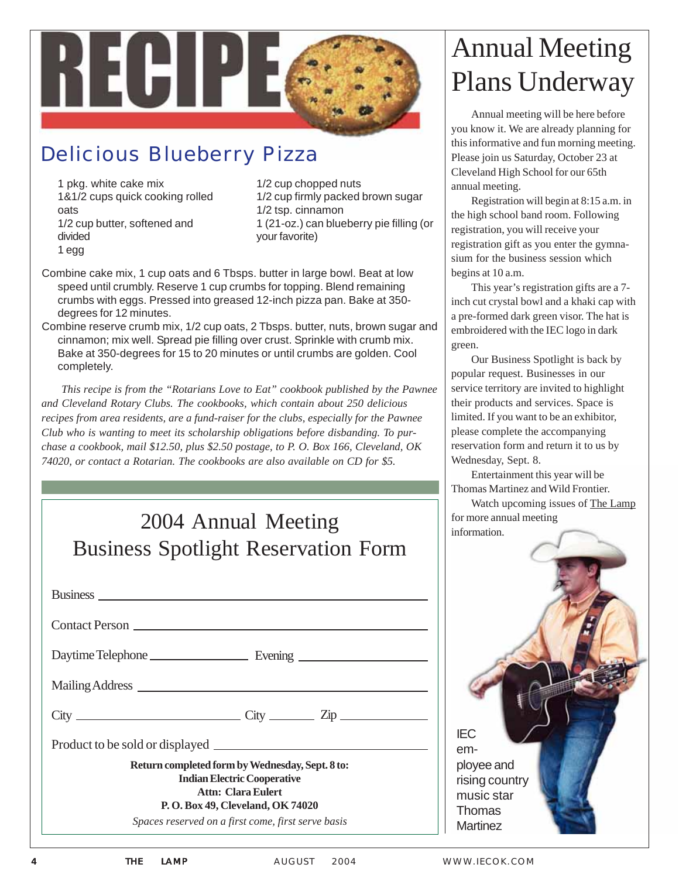# RECIPE

## Delicious Blueberry Pizza

- 1 pkg. white cake mix
- 1&1/2 cups quick cooking rolled oats
- 1/2 cup butter, softened and divided
- 1 egg
- 1/2 cup chopped nuts
- 1/2 cup firmly packed brown sugar
- 1/2 tsp. cinnamon
- 1 (21-oz.) can blueberry pie filling (or your favorite)

Combine cake mix, 1 cup oats and 6 Tbsps. butter in large bowl. Beat at low speed until crumbly. Reserve 1 cup crumbs for topping. Blend remaining crumbs with eggs. Pressed into greased 12-inch pizza pan. Bake at 350-degrees for 12 minutes.

Combine reserve crumb mix, 1/2 cup oats, 2 Tbsps. butter, nuts, brown sugar and cinnamon; mix well. Spread pie filling over crust. Sprinkle with crumb mix. Bake at 350-degrees for 15 to 20 minutes or until crumbs are golden. Cool completely.

*This recipe is from the "Rotarians Love to Eat" cookbook published by the Pawnee and Cleveland Rotary Clubs. The cookbooks, which contain about 250 delicious recipes from area residents, are a fund-raiser for the clubs, especially for the Pawnee Club who is wanting to meet its scholarship obligations before disbanding. To purchase a cookbook, mail $12.50, plus $2.50 postage, to P. O. Box 166, Cleveland, OK 74020, or contact a Rotarian. The cookbooks are also available on CD for $5.*

## 2004 Annual Meeting Business Spotlight Reservation Form

Business \_\_\_\_\_\_\_\_\_\_\_\_\_\_\_\_\_\_\_\_

Contact Person \_\_\_\_\_\_\_\_\_\_\_\_\_\_\_\_\_\_\_\_

Daytime Telephone \_\_\_\_\_\_\_\_\_\_ Evening \_\_\_\_\_\_\_\_\_\_

Mailing Address \_\_\_\_\_\_\_\_\_\_\_\_\_\_\_\_\_\_\_\_

City \_\_\_\_\_\_\_\_\_\_ City \_\_\_\_\_ Zip \_\_\_\_\_\_\_\_

Product to be sold or displayed \_\_\_\_\_\_\_\_\_\_\_\_\_\_\_\_\_\_\_\_

**Return completed form by Wednesday, Sept. 8 to:**
**Indian Electric Cooperative**
**Attn: Clara Eulert**
**P. O. Box 49, Cleveland, OK 74020**

*Spaces reserved on a first come, first serve basis*

# Annual Meeting Plans Underway

Annual meeting will be here before you know it. We are already planning for this informative and fun morning meeting. Please join us Saturday, October 23 at Cleveland High School for our 65th annual meeting.

Registration will begin at 8:15 a.m. in the high school band room. Following registration, you will receive your registration gift as you enter the gymnasium for the business session which begins at 10 a.m.

This year's registration gifts are a 7-inch cut crystal bowl and a khaki cap with a pre-formed dark green visor. The hat is embroidered with the IEC logo in dark green.

Our Business Spotlight is back by popular request. Businesses in our service territory are invited to highlight their products and services. Space is limited. If you want to be an exhibitor, please complete the accompanying reservation form and return it to us by Wednesday, Sept. 8.

Entertainment this year will be Thomas Martinez and Wild Frontier.

Watch upcoming issues of The Lamp for more annual meeting information.

IEC employee and rising country music star Thomas Martinez